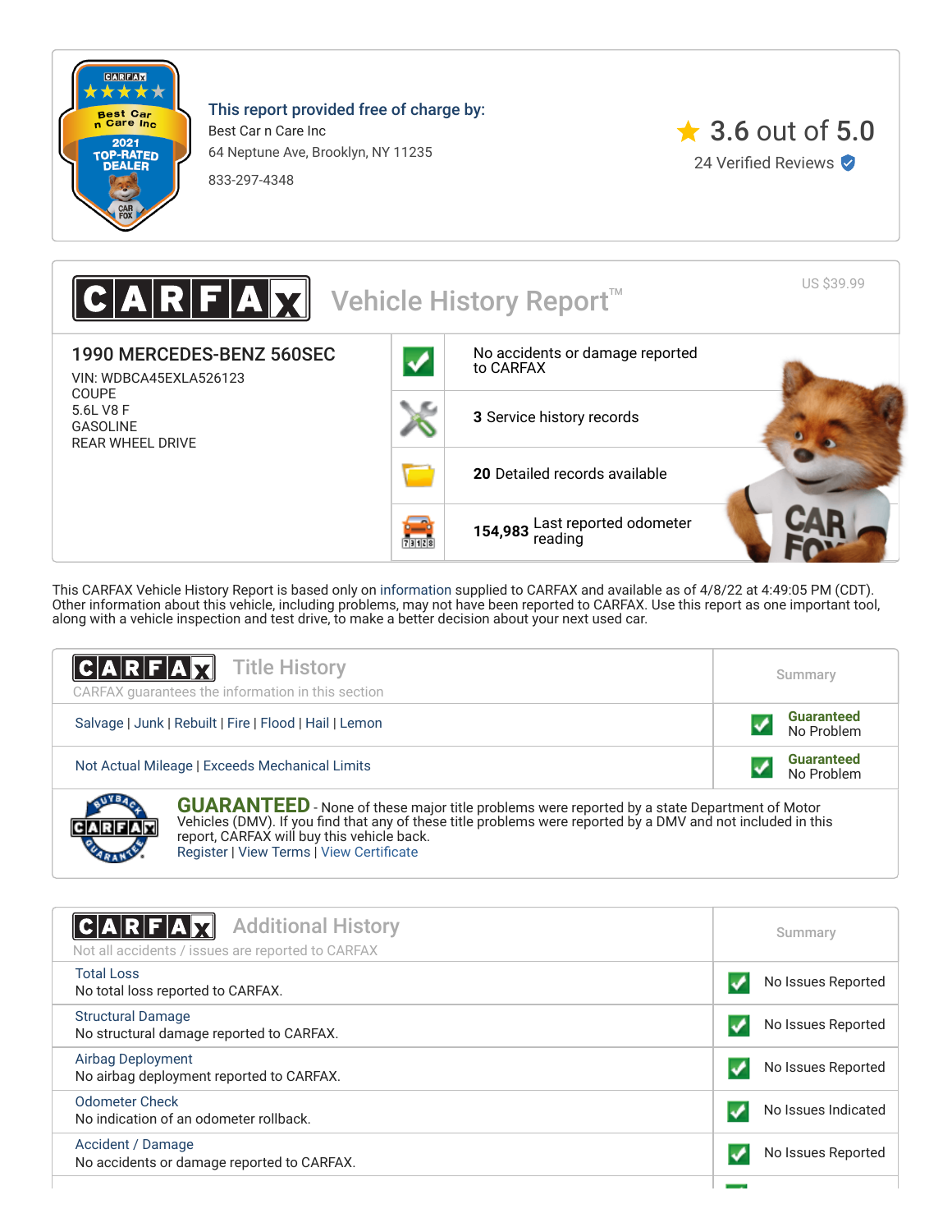**This report provided free of charge by:**

Best Car n Care Inc
64 Neptune Ave, Brooklyn, NY 11235
833-297-4348

3.6 out of 5.0
24 Verified Reviews

# CARFAX Vehicle History Report™

US $39.99

## 1990 MERCEDES-BENZ 560SEC

VIN: WDBCA45EXLA526123
COUPE
5.6L V8 F
GASOLINE
REAR WHEEL DRIVE

- No accidents or damage reported to CARFAX
- **3** Service history records
- **20** Detailed records available
- **154,983** Last reported odometer reading

This CARFAX Vehicle History Report is based only on information supplied to CARFAX and available as of 4/8/22 at 4:49:05 PM (CDT). Other information about this vehicle, including problems, may not have been reported to CARFAX. Use this report as one important tool, along with a vehicle inspection and test drive, to make a better decision about your next used car.

## Title History

CARFAX guarantees the information in this section

| Title History | Summary |
| --- | --- |
| Salvage \| Junk \| Rebuilt \| Fire \| Flood \| Hail \| Lemon | Guaranteed No Problem |
| Not Actual Mileage \| Exceeds Mechanical Limits | Guaranteed No Problem |

**GUARANTEED** - None of these major title problems were reported by a state Department of Motor Vehicles (DMV). If you find that any of these title problems were reported by a DMV and not included in this report, CARFAX will buy this vehicle back.
Register | View Terms | View Certificate

## Additional History

Not all accidents / issues are reported to CARFAX

| Additional History | Summary |
| --- | --- |
| Total Loss<br>No total loss reported to CARFAX. | No Issues Reported |
| Structural Damage<br>No structural damage reported to CARFAX. | No Issues Reported |
| Airbag Deployment<br>No airbag deployment reported to CARFAX. | No Issues Reported |
| Odometer Check<br>No indication of an odometer rollback. | No Issues Indicated |
| Accident / Damage<br>No accidents or damage reported to CARFAX. | No Issues Reported |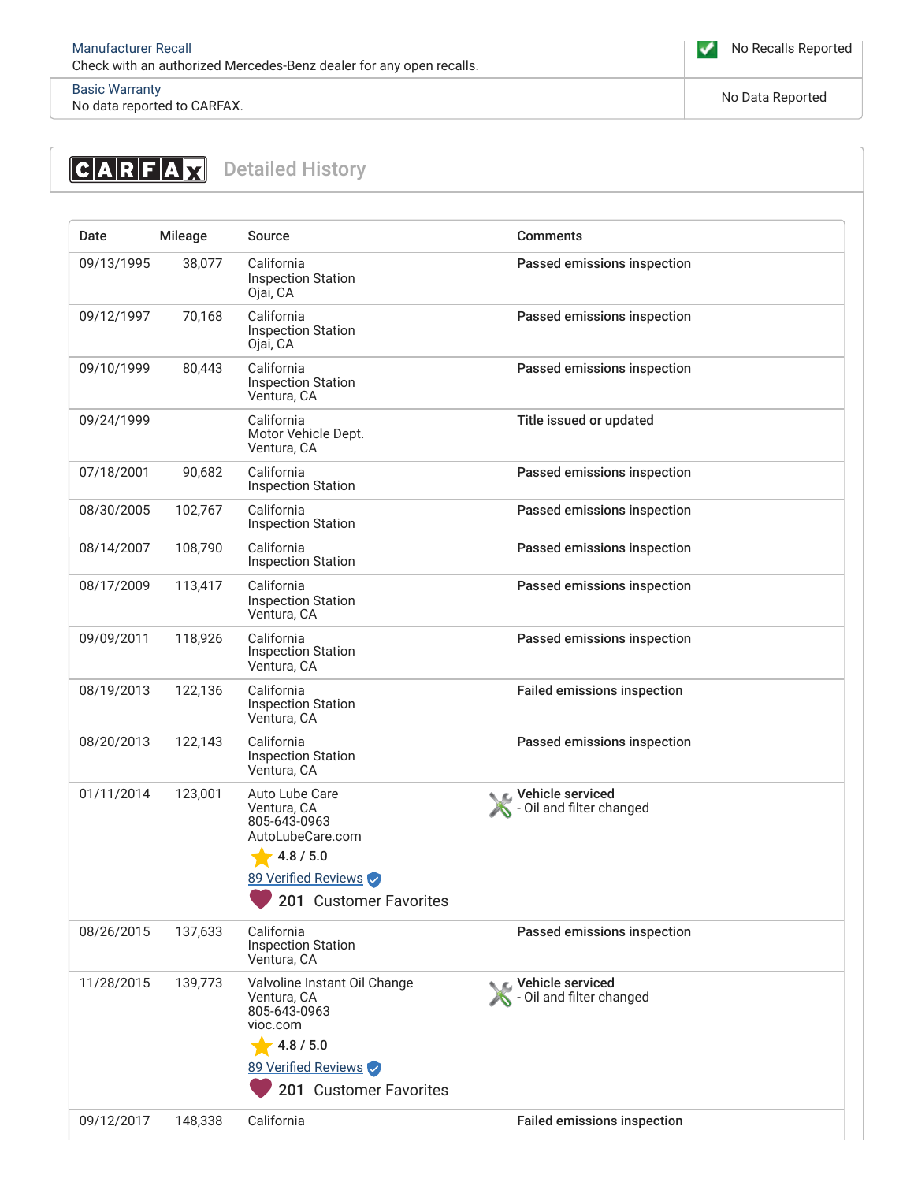| Manufacturer Recall<br>Check with an authorized Mercedes-Benz dealer for any open recalls. | No Recalls Reported |
| --- | --- |
| Basic Warranty<br>No data reported to CARFAX. | No Data Reported |

## CARFAX Detailed History

| Date | Mileage | Source | Comments |
| --- | --- | --- | --- |
| 09/13/1995 | 38,077 | California Inspection Station Ojai, CA | **Passed emissions inspection** |
| 09/12/1997 | 70,168 | California Inspection Station Ojai, CA | **Passed emissions inspection** |
| 09/10/1999 | 80,443 | California Inspection Station Ventura, CA | **Passed emissions inspection** |
| 09/24/1999 | | California Motor Vehicle Dept. Ventura, CA | **Title issued or updated** |
| 07/18/2001 | 90,682 | California Inspection Station | **Passed emissions inspection** |
| 08/30/2005 | 102,767 | California Inspection Station | **Passed emissions inspection** |
| 08/14/2007 | 108,790 | California Inspection Station | **Passed emissions inspection** |
| 08/17/2009 | 113,417 | California Inspection Station Ventura, CA | **Passed emissions inspection** |
| 09/09/2011 | 118,926 | California Inspection Station Ventura, CA | **Passed emissions inspection** |
| 08/19/2013 | 122,136 | California Inspection Station Ventura, CA | **Failed emissions inspection** |
| 08/20/2013 | 122,143 | California Inspection Station Ventura, CA | **Passed emissions inspection** |
| 01/11/2014 | 123,001 | Auto Lube Care Ventura, CA 805-643-0963 AutoLubeCare.com<br>4.8 / 5.0<br>89 Verified Reviews<br>201 Customer Favorites | **Vehicle serviced**<br>- Oil and filter changed |
| 08/26/2015 | 137,633 | California Inspection Station Ventura, CA | **Passed emissions inspection** |
| 11/28/2015 | 139,773 | Valvoline Instant Oil Change Ventura, CA 805-643-0963 vioc.com<br>4.8 / 5.0<br>89 Verified Reviews<br>201 Customer Favorites | **Vehicle serviced**<br>- Oil and filter changed |
| 09/12/2017 | 148,338 | California | **Failed emissions inspection** |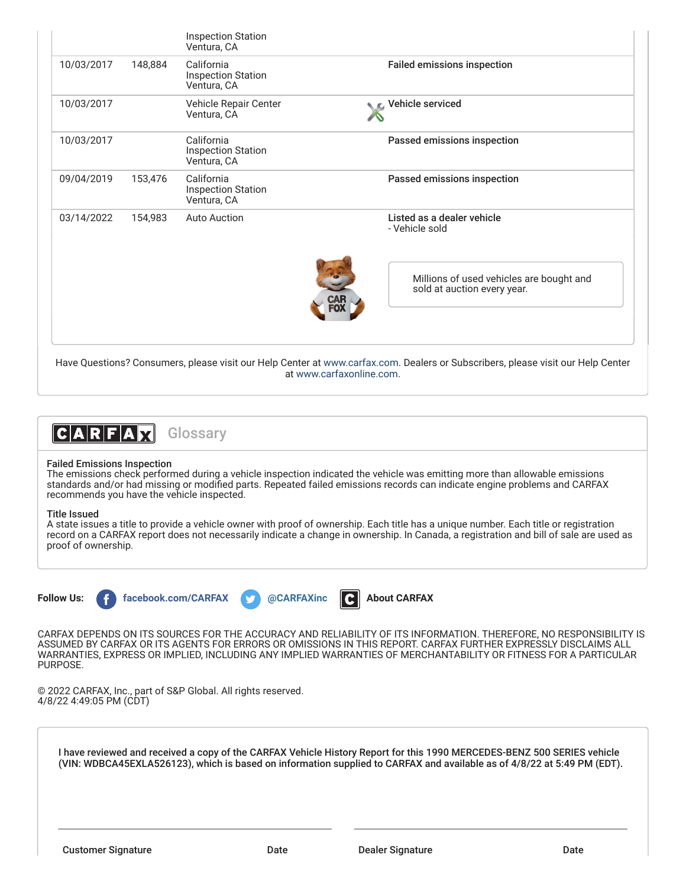| Date | Mileage | Source | Comments |
|---|---|---|---|
| | | Inspection Station<br>Ventura, CA | |
| 10/03/2017 | 148,884 | California<br>Inspection Station<br>Ventura, CA | **Failed emissions inspection** |
| 10/03/2017 | | Vehicle Repair Center<br>Ventura, CA | **Vehicle serviced** |
| 10/03/2017 | | California<br>Inspection Station<br>Ventura, CA | **Passed emissions inspection** |
| 09/04/2019 | 153,476 | California<br>Inspection Station<br>Ventura, CA | **Passed emissions inspection** |
| 03/14/2022 | 154,983 | Auto Auction | **Listed as a dealer vehicle**<br>- Vehicle sold |

Millions of used vehicles are bought and sold at auction every year.

Have Questions? Consumers, please visit our Help Center at www.carfax.com. Dealers or Subscribers, please visit our Help Center at www.carfaxonline.com.

## CARFAX Glossary

**Failed Emissions Inspection**
The emissions check performed during a vehicle inspection indicated the vehicle was emitting more than allowable emissions standards and/or had missing or modified parts. Repeated failed emissions records can indicate engine problems and CARFAX recommends you have the vehicle inspected.

**Title Issued**
A state issues a title to provide a vehicle owner with proof of ownership. Each title has a unique number. Each title or registration record on a CARFAX report does not necessarily indicate a change in ownership. In Canada, a registration and bill of sale are used as proof of ownership.

**Follow Us:** facebook.com/CARFAX @CARFAXinc About CARFAX

CARFAX DEPENDS ON ITS SOURCES FOR THE ACCURACY AND RELIABILITY OF ITS INFORMATION. THEREFORE, NO RESPONSIBILITY IS ASSUMED BY CARFAX OR ITS AGENTS FOR ERRORS OR OMISSIONS IN THIS REPORT. CARFAX FURTHER EXPRESSLY DISCLAIMS ALL WARRANTIES, EXPRESS OR IMPLIED, INCLUDING ANY IMPLIED WARRANTIES OF MERCHANTABILITY OR FITNESS FOR A PARTICULAR PURPOSE.

© 2022 CARFAX, Inc., part of S&P Global. All rights reserved.
4/8/22 4:49:05 PM (CDT)

**I have reviewed and received a copy of the CARFAX Vehicle History Report for this 1990 MERCEDES-BENZ 500 SERIES vehicle (VIN: WDBCA45EXLA526123), which is based on information supplied to CARFAX and available as of 4/8/22 at 5:49 PM (EDT).**

| **Customer Signature** | **Date** | **Dealer Signature** | **Date** |
|---|---|---|---|